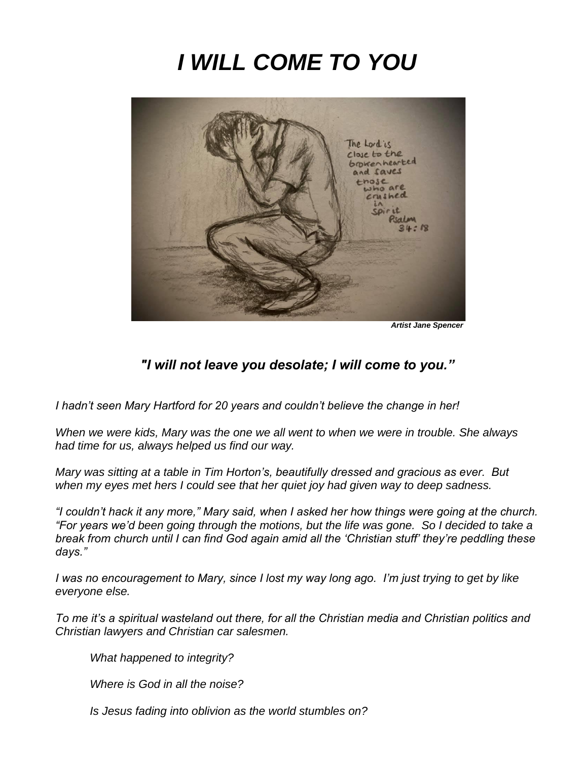# *I WILL COME TO YOU*

***Artist Jane Spencer***

### *"I will not leave you desolate; I will come to you."*

*I hadn't seen Mary Hartford for 20 years and couldn't believe the change in her!*

*When we were kids, Mary was the one we all went to when we were in trouble. She always had time for us, always helped us find our way.*

*Mary was sitting at a table in Tim Horton's, beautifully dressed and gracious as ever. But when my eyes met hers I could see that her quiet joy had given way to deep sadness.*

*"I couldn't hack it any more," Mary said, when I asked her how things were going at the church. "For years we'd been going through the motions, but the life was gone. So I decided to take a break from church until I can find God again amid all the 'Christian stuff' they're peddling these days."*

*I was no encouragement to Mary, since I lost my way long ago. I'm just trying to get by like everyone else.*

*To me it's a spiritual wasteland out there, for all the Christian media and Christian politics and Christian lawyers and Christian car salesmen.*

> *What happened to integrity?*
>
> *Where is God in all the noise?*
>
> *Is Jesus fading into oblivion as the world stumbles on?*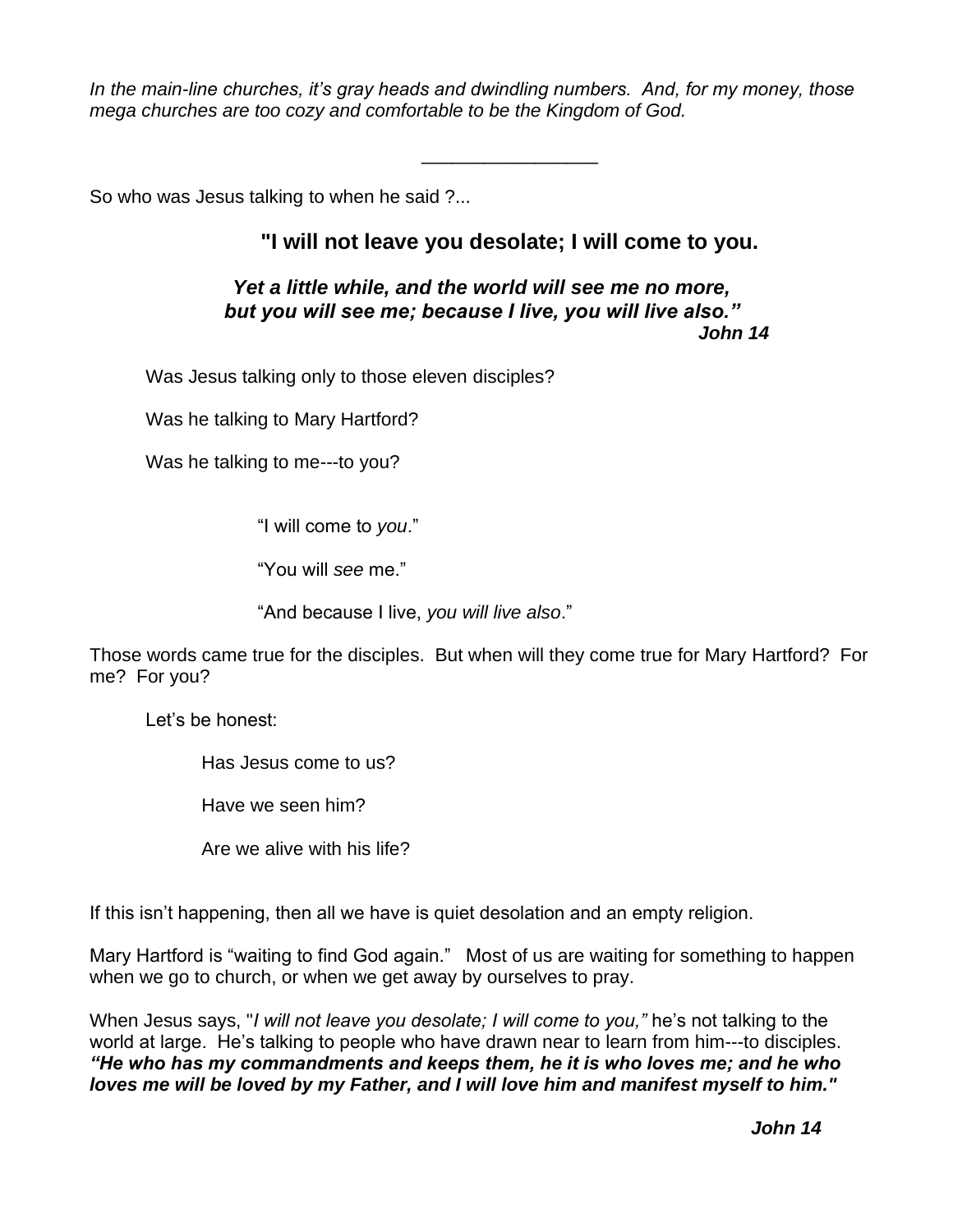*In the main-line churches, it's gray heads and dwindling numbers. And, for my money, those mega churches are too cozy and comfortable to be the Kingdom of God.*

---

So who was Jesus talking to when he said ?...

**"I will not leave you desolate; I will come to you.**

***Yet a little while, and the world will see me no more, but you will see me; because I live, you will live also."***
***John 14***

Was Jesus talking only to those eleven disciples?

Was he talking to Mary Hartford?

Was he talking to me---to you?

"I will come to *you*."

"You will *see* me."

"And because I live, *you will live also*."

Those words came true for the disciples. But when will they come true for Mary Hartford? For me? For you?

Let's be honest:

Has Jesus come to us?

Have we seen him?

Are we alive with his life?

If this isn't happening, then all we have is quiet desolation and an empty religion.

Mary Hartford is "waiting to find God again." Most of us are waiting for something to happen when we go to church, or when we get away by ourselves to pray.

When Jesus says, "*I will not leave you desolate; I will come to you,"* he's not talking to the world at large. He's talking to people who have drawn near to learn from him---to disciples. ***"He who has my commandments and keeps them, he it is who loves me; and he who loves me will be loved by my Father, and I will love him and manifest myself to him."***

***John 14***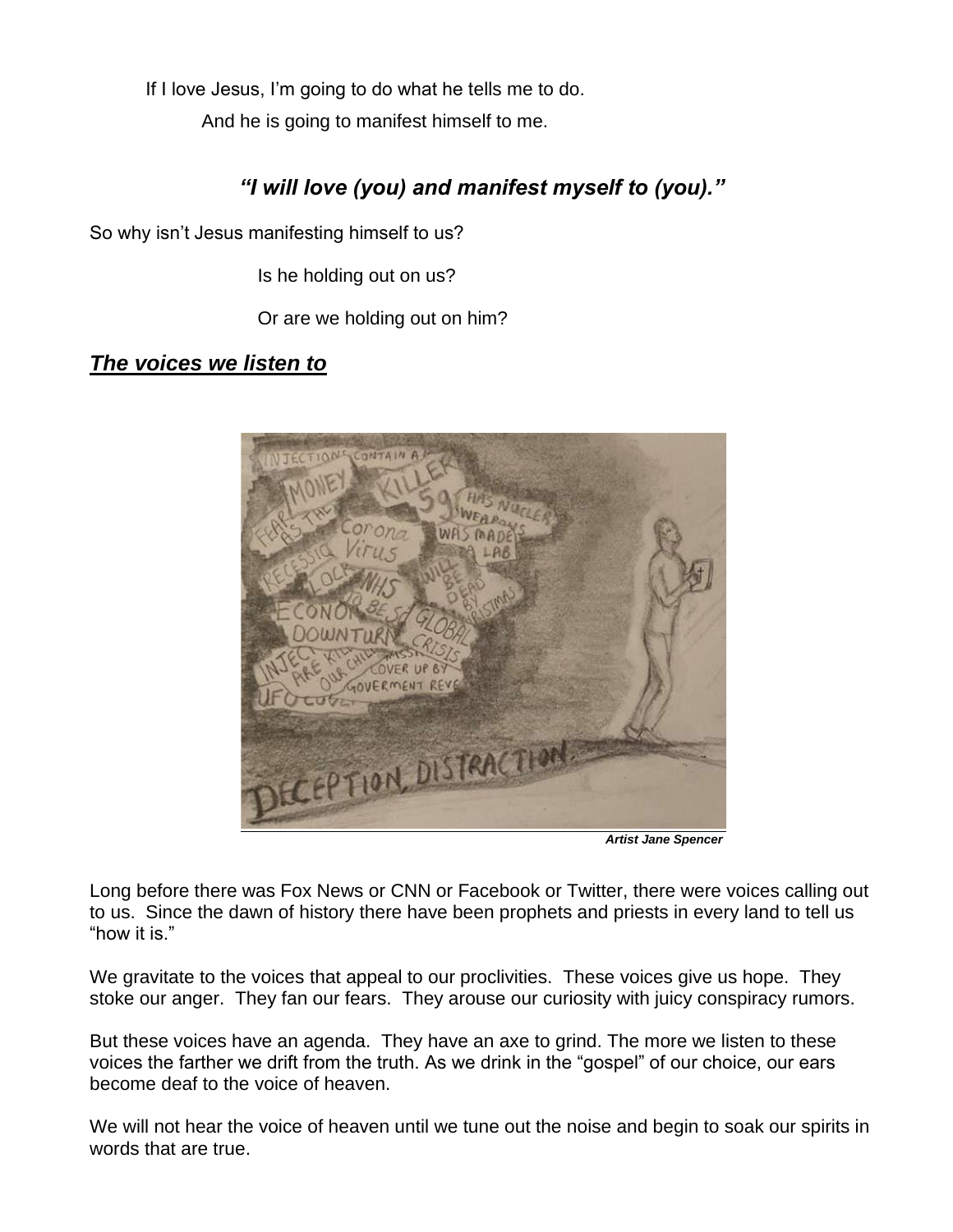If I love Jesus, I'm going to do what he tells me to do.

And he is going to manifest himself to me.

***"I will love (you) and manifest myself to (you)."***

So why isn't Jesus manifesting himself to us?

Is he holding out on us?

Or are we holding out on him?

## ***The voices we listen to***

***Artist Jane Spencer***

Long before there was Fox News or CNN or Facebook or Twitter, there were voices calling out to us. Since the dawn of history there have been prophets and priests in every land to tell us "how it is."

We gravitate to the voices that appeal to our proclivities. These voices give us hope. They stoke our anger. They fan our fears. They arouse our curiosity with juicy conspiracy rumors.

But these voices have an agenda. They have an axe to grind. The more we listen to these voices the farther we drift from the truth. As we drink in the "gospel" of our choice, our ears become deaf to the voice of heaven.

We will not hear the voice of heaven until we tune out the noise and begin to soak our spirits in words that are true.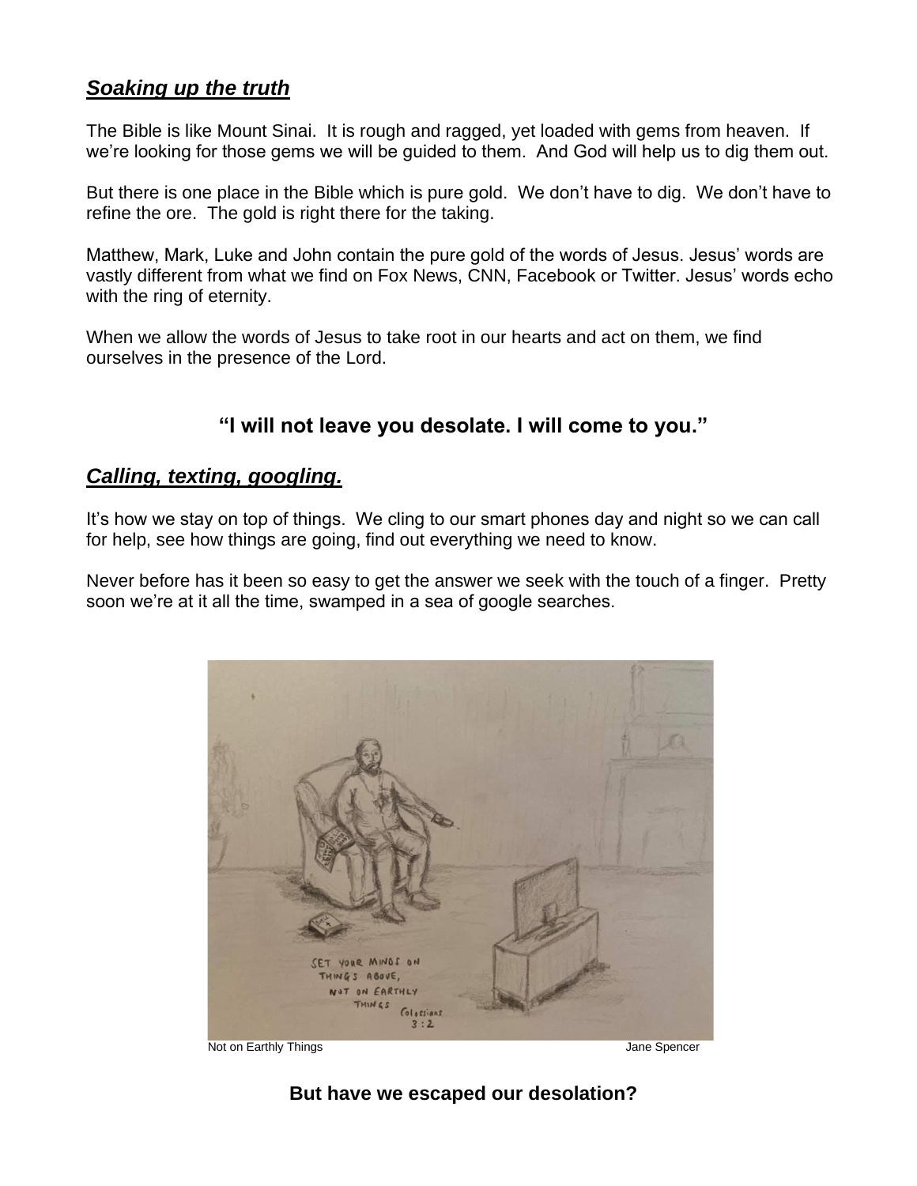## ***Soaking up the truth***

The Bible is like Mount Sinai. It is rough and ragged, yet loaded with gems from heaven. If we're looking for those gems we will be guided to them. And God will help us to dig them out.

But there is one place in the Bible which is pure gold. We don't have to dig. We don't have to refine the ore. The gold is right there for the taking.

Matthew, Mark, Luke and John contain the pure gold of the words of Jesus. Jesus' words are vastly different from what we find on Fox News, CNN, Facebook or Twitter. Jesus' words echo with the ring of eternity.

When we allow the words of Jesus to take root in our hearts and act on them, we find ourselves in the presence of the Lord.

**"I will not leave you desolate. I will come to you."**

## ***Calling, texting, googling.***

It's how we stay on top of things. We cling to our smart phones day and night so we can call for help, see how things are going, find out everything we need to know.

Never before has it been so easy to get the answer we seek with the touch of a finger. Pretty soon we're at it all the time, swamped in a sea of google searches.

Not on Earthly Things Jane Spencer

**But have we escaped our desolation?**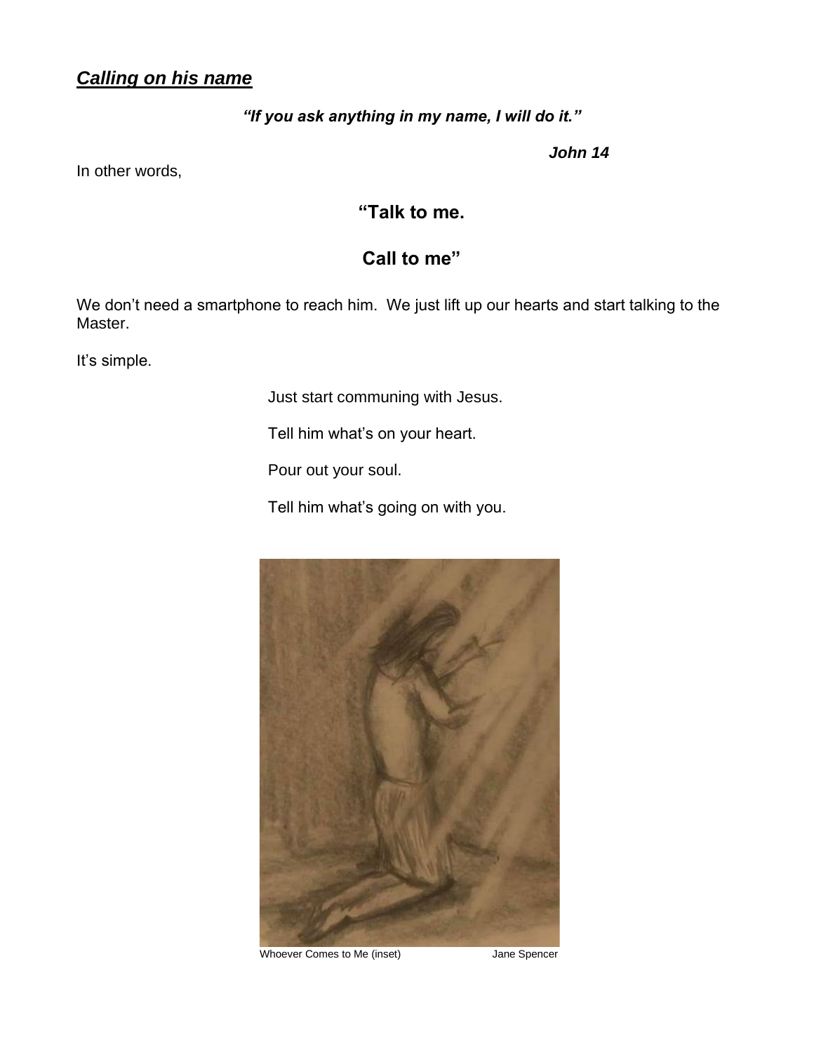***Calling on his name***

***"If you ask anything in my name, I will do it."***

***John 14***

In other words,

**"Talk to me.**

**Call to me"**

We don't need a smartphone to reach him. We just lift up our hearts and start talking to the Master.

It's simple.

Just start communing with Jesus.

Tell him what's on your heart.

Pour out your soul.

Tell him what's going on with you.

Whoever Comes to Me (inset) Jane Spencer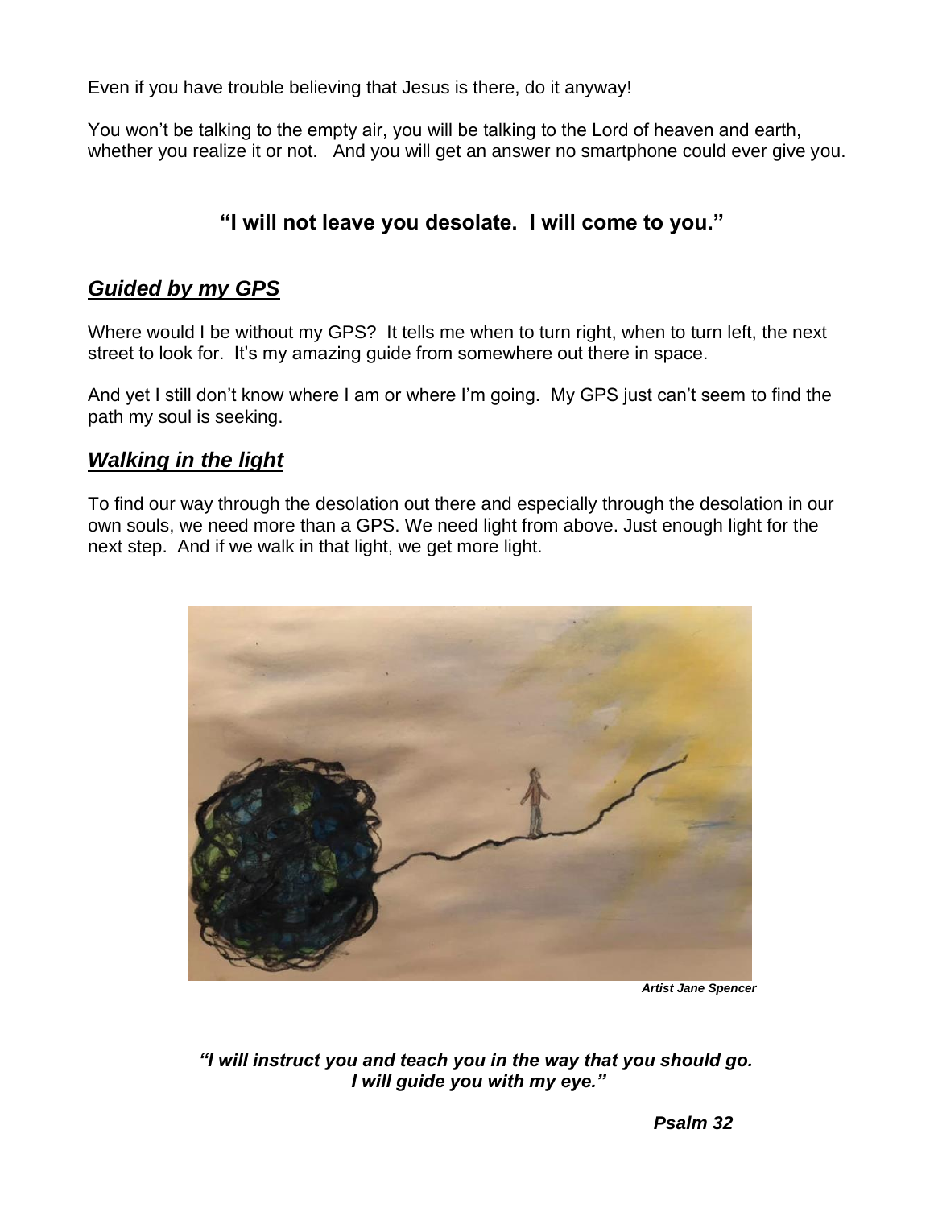Even if you have trouble believing that Jesus is there, do it anyway!

You won't be talking to the empty air, you will be talking to the Lord of heaven and earth, whether you realize it or not. And you will get an answer no smartphone could ever give you.

**"I will not leave you desolate. I will come to you."**

## ***Guided by my GPS***

Where would I be without my GPS? It tells me when to turn right, when to turn left, the next street to look for. It's my amazing guide from somewhere out there in space.

And yet I still don't know where I am or where I'm going. My GPS just can't seem to find the path my soul is seeking.

## ***Walking in the light***

To find our way through the desolation out there and especially through the desolation in our own souls, we need more than a GPS. We need light from above. Just enough light for the next step. And if we walk in that light, we get more light.

***Artist Jane Spencer***

***"I will instruct you and teach you in the way that you should go. I will guide you with my eye."***

***Psalm 32***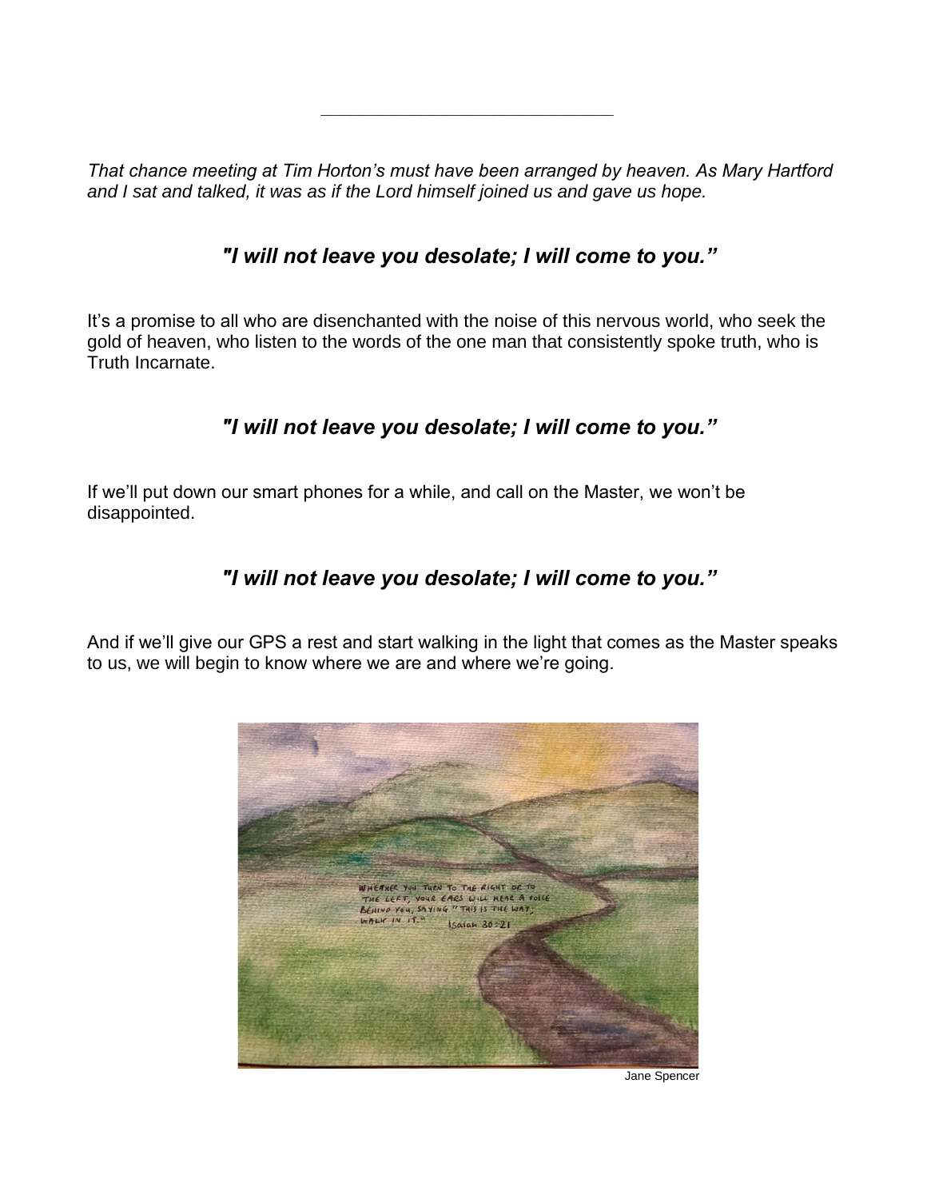---

*That chance meeting at Tim Horton's must have been arranged by heaven. As Mary Hartford and I sat and talked, it was as if the Lord himself joined us and gave us hope.*

***"I will not leave you desolate; I will come to you."***

It's a promise to all who are disenchanted with the noise of this nervous world, who seek the gold of heaven, who listen to the words of the one man that consistently spoke truth, who is Truth Incarnate.

***"I will not leave you desolate; I will come to you."***

If we'll put down our smart phones for a while, and call on the Master, we won't be disappointed.

***"I will not leave you desolate; I will come to you."***

And if we'll give our GPS a rest and start walking in the light that comes as the Master speaks to us, we will begin to know where we are and where we're going.

Jane Spencer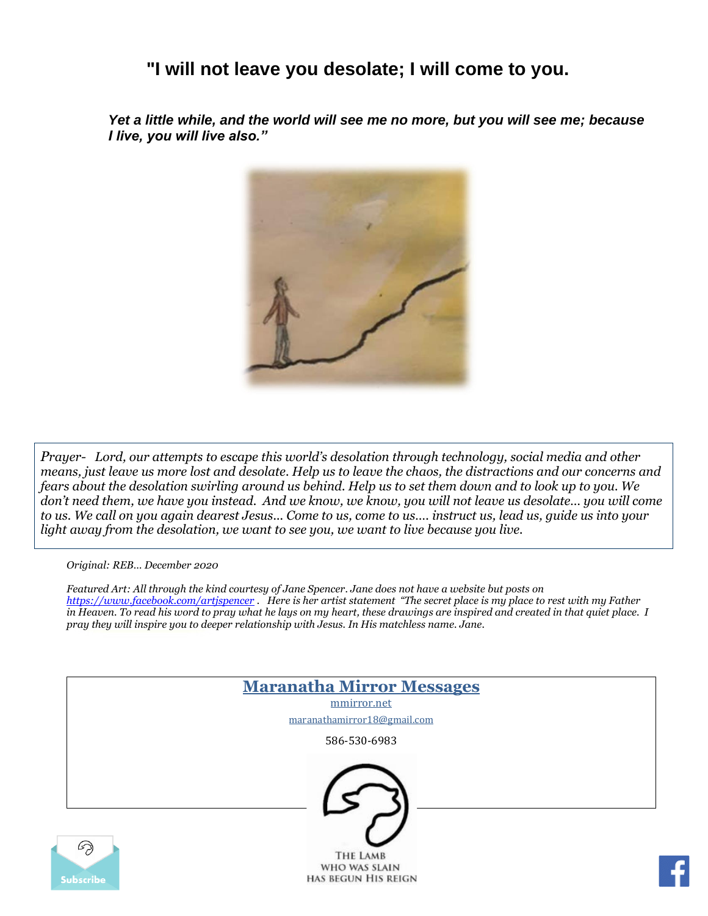# "I will not leave you desolate; I will come to you.

***Yet a little while, and the world will see me no more, but you will see me; because I live, you will live also."***

*Prayer- Lord, our attempts to escape this world's desolation through technology, social media and other means, just leave us more lost and desolate. Help us to leave the chaos, the distractions and our concerns and fears about the desolation swirling around us behind. Help us to set them down and to look up to you. We don't need them, we have you instead. And we know, we know, you will not leave us desolate… you will come to us. We call on you again dearest Jesus… Come to us, come to us…. instruct us, lead us, guide us into your light away from the desolation, we want to see you, we want to live because you live.*

*Original: REB… December 2020*

*Featured Art: All through the kind courtesy of Jane Spencer. Jane does not have a website but posts on https://www.facebook.com/artjspencer . Here is her artist statement "The secret place is my place to rest with my Father in Heaven. To read his word to pray what he lays on my heart, these drawings are inspired and created in that quiet place. I pray they will inspire you to deeper relationship with Jesus. In His matchless name. Jane.*

**Maranatha Mirror Messages**

mmirror.net

maranathamirror18@gmail.com

586-530-6983

THE LAMB WHO WAS SLAIN HAS BEGUN HIS REIGN

Subscribe